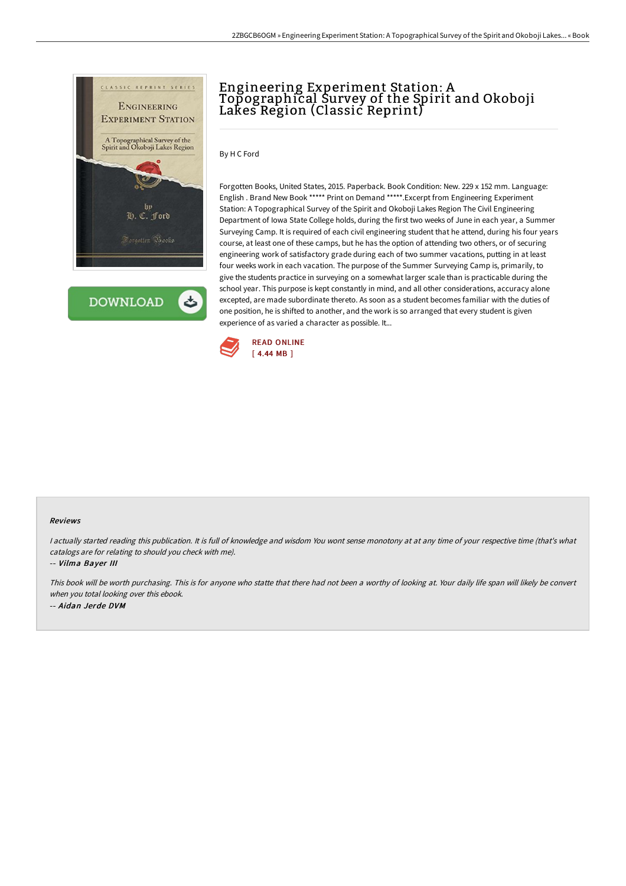# Engineering Experiment Station: A Topographical Survey of the Spirit and Okoboji Lakes Region (Classic Reprint)

By H C Ford

Forgotten Books, United States, 2015. Paperback. Book Condition: New. 229 x 152 mm. Language: English . Brand New Book ***** Print on Demand *****.Excerpt from Engineering Experiment Station: A Topographical Survey of the Spirit and Okoboji Lakes Region The Civil Engineering Department of Iowa State College holds, during the first two weeks of June in each year, a Summer Surveying Camp. It is required of each civil engineering student that he attend, during his four years course, at least one of these camps, but he has the option of attending two others, or of securing engineering work of satisfactory grade during each of two summer vacations, putting in at least four weeks work in each vacation. The purpose of the Summer Surveying Camp is, primarily, to give the students practice in surveying on a somewhat larger scale than is practicable during the school year. This purpose is kept constantly in mind, and all other considerations, accuracy alone excepted, are made subordinate thereto. As soon as a student becomes familiar with the duties of one position, he is shifted to another, and the work is so arranged that every student is given experience of as varied a character as possible. It...

READ ONLINE
[ 4.44 MB ]

## Reviews

*I actually started reading this publication. It is full of knowledge and wisdom You wont sense monotony at at any time of your respective time (that's what catalogs are for relating to should you check with me).*

-- ***Vilma Bayer III***

*This book will be worth purchasing. This is for anyone who statte that there had not been a worthy of looking at. Your daily life span will likely be convert when you total looking over this ebook.*

-- ***Aidan Jerde DVM***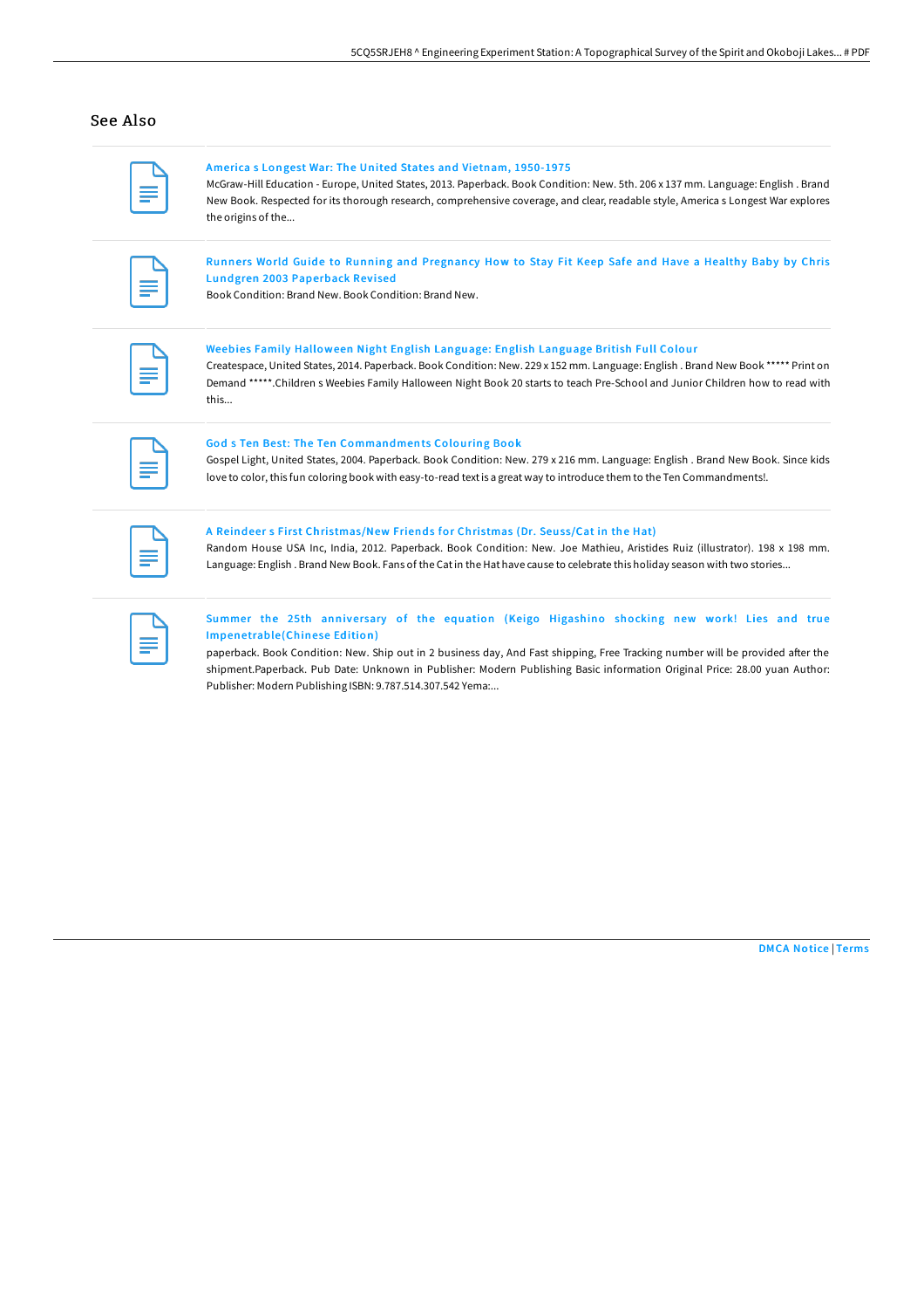## See Also

### America s Longest War: The United States and Vietnam, 1950-1975

McGraw-Hill Education - Europe, United States, 2013. Paperback. Book Condition: New. 5th. 206 x 137 mm. Language: English . Brand New Book. Respected for its thorough research, comprehensive coverage, and clear, readable style, America s Longest War explores the origins of the...

### Runners World Guide to Running and Pregnancy How to Stay Fit Keep Safe and Have a Healthy Baby by Chris Lundgren 2003 Paperback Revised

Book Condition: Brand New. Book Condition: Brand New.

### Weebies Family Halloween Night English Language: English Language British Full Colour

Createspace, United States, 2014. Paperback. Book Condition: New. 229 x 152 mm. Language: English . Brand New Book ***** Print on Demand *****.Children s Weebies Family Halloween Night Book 20 starts to teach Pre-School and Junior Children how to read with this...

### God s Ten Best: The Ten Commandments Colouring Book

Gospel Light, United States, 2004. Paperback. Book Condition: New. 279 x 216 mm. Language: English . Brand New Book. Since kids love to color, this fun coloring book with easy-to-read text is a great way to introduce them to the Ten Commandments!.

### A Reindeer s First Christmas/New Friends for Christmas (Dr. Seuss/Cat in the Hat)

Random House USA Inc, India, 2012. Paperback. Book Condition: New. Joe Mathieu, Aristides Ruiz (illustrator). 198 x 198 mm. Language: English . Brand New Book. Fans of the Cat in the Hat have cause to celebrate this holiday season with two stories...

### Summer the 25th anniversary of the equation (Keigo Higashino shocking new work! Lies and true Impenetrable(Chinese Edition)

paperback. Book Condition: New. Ship out in 2 business day, And Fast shipping, Free Tracking number will be provided after the shipment.Paperback. Pub Date: Unknown in Publisher: Modern Publishing Basic information Original Price: 28.00 yuan Author: Publisher: Modern Publishing ISBN: 9.787.514.307.542 Yema:...

DMCA Notice | Terms